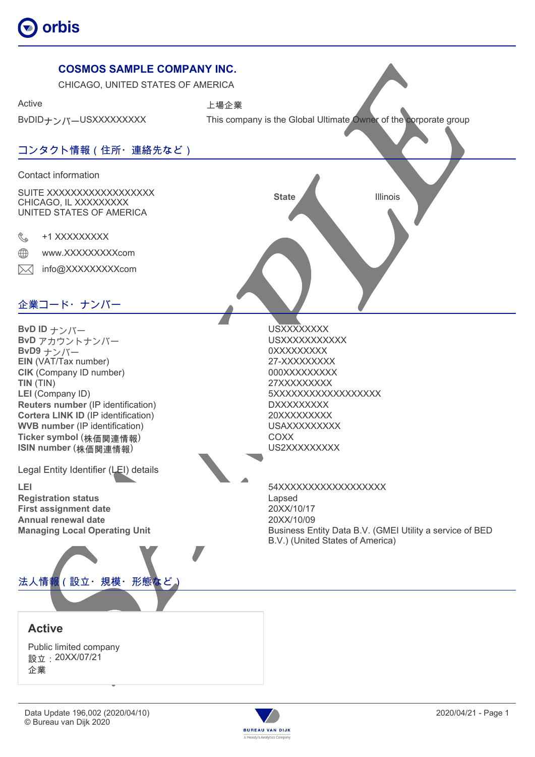orbis

# COSMOS SAMPLE COMPANY INC.

CHICAGO, UNITED STATES OF AMERICA

Active

BvDIDナンバーUSXXXXXXXXX

上場企業

This company is the Global Ultimate Owner of the corporate group

## コンタクト情報（住所・連絡先など）

Contact information

SUITE XXXXXXXXXXXXXXXXX
CHICAGO, IL XXXXXXXXX
UNITED STATES OF AMERICA

**State** Illinois

+1 XXXXXXXXX

www.XXXXXXXXXcom

info@XXXXXXXXXcom

## 企業コード・ナンバー

| | |
|---|---|
| **BvD ID** ナンバー | USXXXXXXXXX |
| **BvD** アカウントナンバー | USXXXXXXXXXXX |
| **BvD9** ナンバー | 0XXXXXXXXX |
| **EIN** (VAT/Tax number) | 27-XXXXXXXXX |
| **CIK** (Company ID number) | 000XXXXXXXXX |
| **TIN** (TIN) | 27XXXXXXXXX |
| **LEI** (Company ID) | 5XXXXXXXXXXXXXXXXX |
| **Reuters number** (IP identification) | DXXXXXXXXX |
| **Cortera LINK ID** (IP identification) | 20XXXXXXXXX |
| **WVB number** (IP identification) | USAXXXXXXXXX |
| **Ticker symbol** (株価関連情報) | COXX |
| **ISIN number** (株価関連情報) | US2XXXXXXXXX |

Legal Entity Identifier (LEI) details

| | |
|---|---|
| **LEI** | 54XXXXXXXXXXXXXXXXX |
| **Registration status** | Lapsed |
| **First assignment date** | 20XX/10/17 |
| **Annual renewal date** | 20XX/10/09 |
| **Managing Local Operating Unit** | Business Entity Data B.V. (GMEI Utility a service of BED B.V.) (United States of America) |

## 法人情報（設立・規模・形態など）

### Active

Public limited company
設立：20XX/07/21
企業

Data Update 196,002 (2020/04/10)
© Bureau van Dijk 2020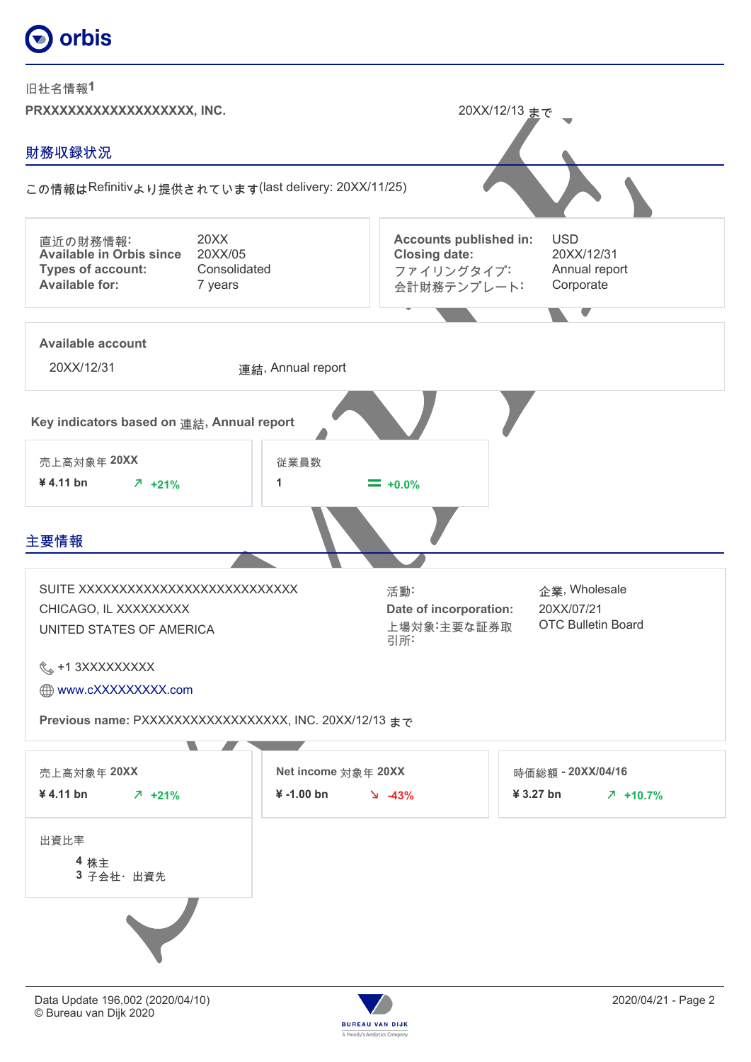旧社名情報1

**PRXXXXXXXXXXXXXXXXXX, INC.** 20XX/12/13 まで

## 財務収録状況

この情報はRefinitivより提供されています(last delivery: 20XX/11/25)

| | |
|---|---|
| 直近の財務情報: | 20XX |
| **Available in Orbis since** | 20XX/05 |
| **Types of account:** | Consolidated |
| **Available for:** | 7 years |

| | |
|---|---|
| **Accounts published in:** | USD |
| **Closing date:** | 20XX/12/31 |
| ファイリングタイプ: | Annual report |
| 会計財務テンプレート: | Corporate |

**Available account**

| | |
|---|---|
| 20XX/12/31 | 連結, Annual report |

**Key indicators based on 連結, Annual report**

| 売上高対象年 **20XX** | 従業員数 |
|---|---|
| **¥ 4.11 bn** ↗ +21% | **1** = +0.0% |

## 主要情報

SUITE XXXXXXXXXXXXXXXXXXXXXXXXXXXXX
CHICAGO, IL XXXXXXXXX
UNITED STATES OF AMERICA

| | |
|---|---|
| 活動: | 企業, Wholesale |
| **Date of incorporation:** | 20XX/07/21 |
| 上場対象:主要な証券取引所: | OTC Bulletin Board |

+1 3XXXXXXXXX

www.cXXXXXXXXX.com

**Previous name:** PXXXXXXXXXXXXXXXXXX, INC. 20XX/12/13 まで

| 売上高対象年 **20XX** | **Net income** 対象年 **20XX** | 時価総額 **- 20XX/04/16** |
|---|---|---|
| **¥ 4.11 bn** ↗ +21% | **¥ -1.00 bn** ↘ -43% | **¥ 3.27 bn** ↗ +10.7% |

出資比率

**4** 株主
**3** 子会社・出資先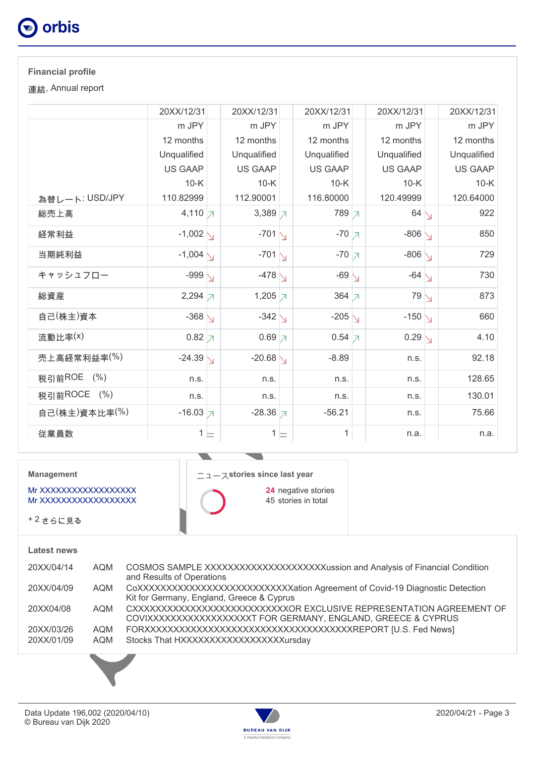## Financial profile

連結, Annual report

| | 20XX/12/31 | 20XX/12/31 | 20XX/12/31 | 20XX/12/31 | 20XX/12/31 |
|---|---|---|---|---|---|
| | m JPY | m JPY | m JPY | m JPY | m JPY |
| | 12 months | 12 months | 12 months | 12 months | 12 months |
| | Unqualified | Unqualified | Unqualified | Unqualified | Unqualified |
| | US GAAP | US GAAP | US GAAP | US GAAP | US GAAP |
| | 10-K | 10-K | 10-K | 10-K | 10-K |
| 為替レート: USD/JPY | 110.82999 | 112.90001 | 116.80000 | 120.49999 | 120.64000 |
| 総売上高 | 4,110 ↗ | 3,389 ↗ | 789 ↗ | 64 ↘ | 922 |
| 経常利益 | -1,002 ↘ | -701 ↘ | -70 ↗ | -806 ↘ | 850 |
| 当期純利益 | -1,004 ↘ | -701 ↘ | -70 ↗ | -806 ↘ | 729 |
| キャッシュフロー | -999 ↘ | -478 ↘ | -69 ↘ | -64 ↘ | 730 |
| 総資産 | 2,294 ↗ | 1,205 ↗ | 364 ↗ | 79 ↘ | 873 |
| 自己(株主)資本 | -368 ↘ | -342 ↘ | -205 ↘ | -150 ↘ | 660 |
| 流動比率(x) | 0.82 ↗ | 0.69 ↗ | 0.54 ↗ | 0.29 ↘ | 4.10 |
| 売上高経常利益率(%) | -24.39 ↘ | -20.68 ↘ | -8.89 | n.s. | 92.18 |
| 税引前ROE (%) | n.s. | n.s. | n.s. | n.s. | 128.65 |
| 税引前ROCE (%) | n.s. | n.s. | n.s. | n.s. | 130.01 |
| 自己(株主)資本比率(%) | -16.03 ↗ | -28.36 ↗ | -56.21 | n.s. | 75.66 |
| 従業員数 | 1 = | 1 = | 1 | n.a. | n.a. |

**Management**

Mr XXXXXXXXXXXXXXXXX
Mr XXXXXXXXXXXXXXXXX

+ 2 さらに見る

**ニュースstories since last year**

**24** negative stories
45 stories in total

**Latest news**

| | | |
|---|---|---|
| 20XX/04/14 | AQM | COSMOS SAMPLE XXXXXXXXXXXXXXXXXXXXXussion and Analysis of Financial Condition and Results of Operations |
| 20XX/04/09 | AQM | CoXXXXXXXXXXXXXXXXXXXXXXXXXXXation Agreement of Covid-19 Diagnostic Detection Kit for Germany, England, Greece & Cyprus |
| 20XX04/08 | AQM | CXXXXXXXXXXXXXXXXXXXXXXXXXXXOR EXCLUSIVE REPRESENTATION AGREEMENT OF COVIXXXXXXXXXXXXXXXXXXXT FOR GERMANY, ENGLAND, GREECE & CYPRUS |
| 20XX/03/26 | AQM | FORXXXXXXXXXXXXXXXXXXXXXXXXXXXXXXXXXXXXXREPORT [U.S. Fed News] |
| 20XX/01/09 | AQM | Stocks That HXXXXXXXXXXXXXXXXXXXursday |

Data Update 196,002 (2020/04/10)
© Bureau van Dijk 2020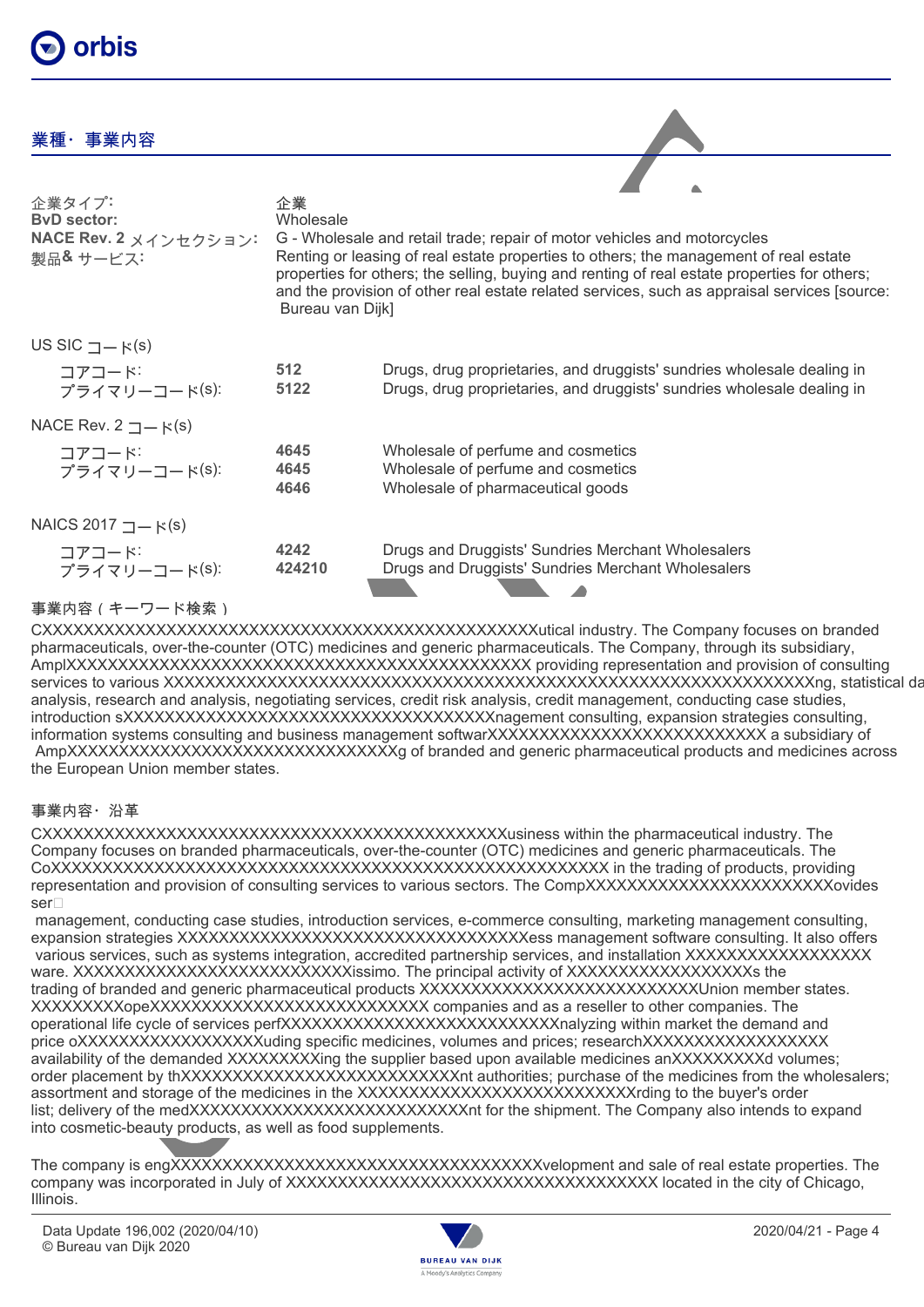## 業種・事業内容

| | |
|---|---|
| 企業タイプ: | 企業 |
| **BvD sector:** | Wholesale |
| **NACE Rev. 2** メインセクション: | G - Wholesale and retail trade; repair of motor vehicles and motorcycles |
| 製品& サービス: | Renting or leasing of real estate properties to others; the management of real estate properties for others; the selling, buying and renting of real estate properties for others; and the provision of other real estate related services, such as appraisal services [source: Bureau van Dijk] |

US SIC コード(s)

| | | |
|---|---|---|
| コアコード: | **512** | Drugs, drug proprietaries, and druggists' sundries wholesale dealing in |
| プライマリーコード(s): | **5122** | Drugs, drug proprietaries, and druggists' sundries wholesale dealing in |

NACE Rev. 2 コード(s)

| | | |
|---|---|---|
| コアコード: | **4645** | Wholesale of perfume and cosmetics |
| プライマリーコード(s): | **4645** | Wholesale of perfume and cosmetics |
| | **4646** | Wholesale of pharmaceutical goods |

NAICS 2017 コード(s)

| | | |
|---|---|---|
| コアコード: | **4242** | Drugs and Druggists' Sundries Merchant Wholesalers |
| プライマリーコード(s): | **424210** | Drugs and Druggists' Sundries Merchant Wholesalers |

事業内容（キーワード検索）

CXXXXXXXXXXXXXXXXXXXXXXXXXXXXXXXXXXXXXXXXXXXXXXXXXutical industry. The Company focuses on branded pharmaceuticals, over-the-counter (OTC) medicines and generic pharmaceuticals. The Company, through its subsidiary, AmplXXXXXXXXXXXXXXXXXXXXXXXXXXXXXXXXXXXXXXXXXXXX providing representation and provision of consulting services to various XXXXXXXXXXXXXXXXXXXXXXXXXXXXXXXXXXXXXXXXXXXXXXXXXXXXXXXXXXXXXXXXXng, statistical da analysis, research and analysis, negotiating services, credit risk analysis, credit management, conducting case studies, introduction sXXXXXXXXXXXXXXXXXXXXXXXXXXXXXXXXXXXXXXnagement consulting, expansion strategies consulting, information systems consulting and business management softwarXXXXXXXXXXXXXXXXXXXXXXXXXXXXX a subsidiary of AmpXXXXXXXXXXXXXXXXXXXXXXXXXXXXXXXXXXXg of branded and generic pharmaceutical products and medicines across the European Union member states.

事業内容・沿革

CXXXXXXXXXXXXXXXXXXXXXXXXXXXXXXXXXXXXXXXXXXXXXXXXXusiness within the pharmaceutical industry. The Company focuses on branded pharmaceuticals, over-the-counter (OTC) medicines and generic pharmaceuticals. The CoXXXXXXXXXXXXXXXXXXXXXXXXXXXXXXXXXXXXXXXXXXXXXXXXXXXXXXX in the trading of products, providing representation and provision of consulting services to various sectors. The CompXXXXXXXXXXXXXXXXXXXXXXXXXXovides ser□
management, conducting case studies, introduction services, e-commerce consulting, marketing management consulting, expansion strategies XXXXXXXXXXXXXXXXXXXXXXXXXXXXXXXXXXXXess management software consulting. It also offers various services, such as systems integration, accredited partnership services, and installation XXXXXXXXXXXXXXXXXX ware. XXXXXXXXXXXXXXXXXXXXXXXXXXXXXissimo. The principal activity of XXXXXXXXXXXXXXXXXXXs the trading of branded and generic pharmaceutical products XXXXXXXXXXXXXXXXXXXXXXXXXXXXUnion member states. XXXXXXXXXopeXXXXXXXXXXXXXXXXXXXXXXXXXXXXXXX companies and as a reseller to other companies. The operational life cycle of services perfXXXXXXXXXXXXXXXXXXXXXXXXXXXXXnalyzing within market the demand and price oXXXXXXXXXXXXXXXXXXXuding specific medicines, volumes and prices; researchXXXXXXXXXXXXXXXXXXX availability of the demanded XXXXXXXXXing the supplier based upon available medicines anXXXXXXXXXXd volumes; order placement by thXXXXXXXXXXXXXXXXXXXXXXXXXXXXXXnt authorities; purchase of the medicines from the wholesalers; assortment and storage of the medicines in the XXXXXXXXXXXXXXXXXXXXXXXXXXXXrding to the buyer's order list; delivery of the medXXXXXXXXXXXXXXXXXXXXXXXXXXXXXnt for the shipment. The Company also intends to expand into cosmetic-beauty products, as well as food supplements.

The company is engXXXXXXXXXXXXXXXXXXXXXXXXXXXXXXXXXXXXXXvelopment and sale of real estate properties. The company was incorporated in July of XXXXXXXXXXXXXXXXXXXXXXXXXXXXXXXXXXXXXX located in the city of Chicago, Illinois.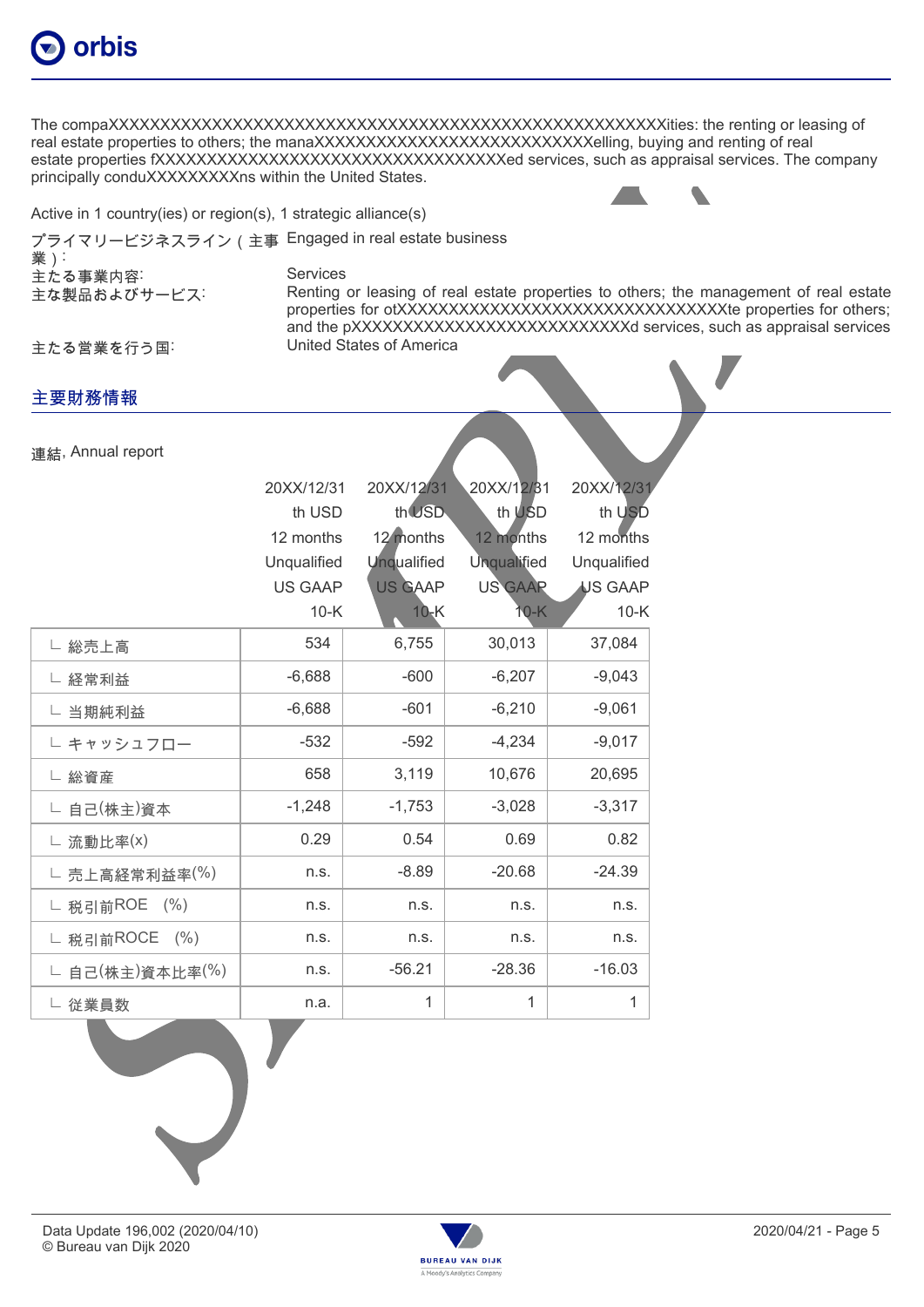The compaXXXXXXXXXXXXXXXXXXXXXXXXXXXXXXXXXXXXXXXXXXXXXXXXXXXXXXXXXities: the renting or leasing of real estate properties to others; the manaXXXXXXXXXXXXXXXXXXXXXXXXXXelling, buying and renting of real estate properties fXXXXXXXXXXXXXXXXXXXXXXXXXXXXXXXXXXXed services, such as appraisal services. The company principally conduXXXXXXXXXns within the United States.

Active in 1 country(ies) or region(s), 1 strategic alliance(s)

| | |
|---|---|
| プライマリービジネスライン（主事業）: | Engaged in real estate business |
| 主たる事業内容: | Services |
| 主な製品およびサービス: | Renting or leasing of real estate properties to others; the management of real estate properties for otXXXXXXXXXXXXXXXXXXXXXXXXXXXXXXXXXte properties for others; and the pXXXXXXXXXXXXXXXXXXXXXXXXXXXXd services, such as appraisal services |
| 主たる営業を行う国: | United States of America |

## 主要財務情報

連結, Annual report

| | 20XX/12/31<br>th USD<br>12 months<br>Unqualified<br>US GAAP<br>10-K | 20XX/12/31<br>th USD<br>12 months<br>Unqualified<br>US GAAP<br>10-K | 20XX/12/31<br>th USD<br>12 months<br>Unqualified<br>US GAAP<br>10-K | 20XX/12/31<br>th USD<br>12 months<br>Unqualified<br>US GAAP<br>10-K |
|---|---|---|---|---|
| ∟ 総売上高 | 534 | 6,755 | 30,013 | 37,084 |
| ∟ 経常利益 | -6,688 | -600 | -6,207 | -9,043 |
| ∟ 当期純利益 | -6,688 | -601 | -6,210 | -9,061 |
| ∟ キャッシュフロー | -532 | -592 | -4,234 | -9,017 |
| ∟ 総資産 | 658 | 3,119 | 10,676 | 20,695 |
| ∟ 自己(株主)資本 | -1,248 | -1,753 | -3,028 | -3,317 |
| ∟ 流動比率(x) | 0.29 | 0.54 | 0.69 | 0.82 |
| ∟ 売上高経常利益率(%) | n.s. | -8.89 | -20.68 | -24.39 |
| ∟ 税引前ROE (%) | n.s. | n.s. | n.s. | n.s. |
| ∟ 税引前ROCE (%) | n.s. | n.s. | n.s. | n.s. |
| ∟ 自己(株主)資本比率(%) | n.s. | -56.21 | -28.36 | -16.03 |
| ∟ 従業員数 | n.a. | 1 | 1 | 1 |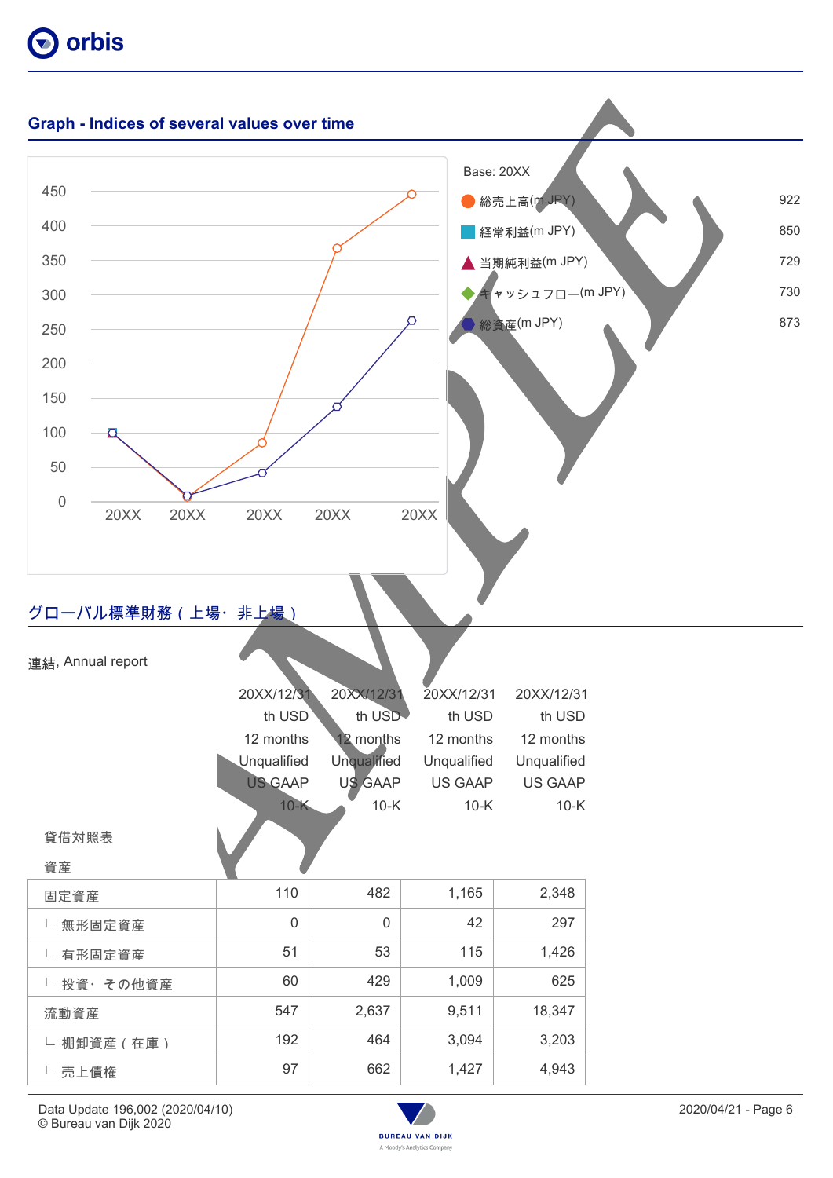## Graph - Indices of several values over time

Base: 20XX

| | |
|---|---|
| 総売上高(m JPY) | 922 |
| 経常利益(m JPY) | 850 |
| 当期純利益(m JPY) | 729 |
| キャッシュフロー(m JPY) | 730 |
| 総資産(m JPY) | 873 |

## グローバル標準財務（上場・非上場）

連結, Annual report

| | 20XX/12/31<br>th USD<br>12 months<br>Unqualified<br>US GAAP<br>10-K | 20XX/12/31<br>th USD<br>12 months<br>Unqualified<br>US GAAP<br>10-K | 20XX/12/31<br>th USD<br>12 months<br>Unqualified<br>US GAAP<br>10-K | 20XX/12/31<br>th USD<br>12 months<br>Unqualified<br>US GAAP<br>10-K |
|---|---|---|---|---|
| 貸借対照表 | | | | |
| 資産 | | | | |
| 固定資産 | 110 | 482 | 1,165 | 2,348 |
| ∟ 無形固定資産 | 0 | 0 | 42 | 297 |
| ∟ 有形固定資産 | 51 | 53 | 115 | 1,426 |
| ∟ 投資・その他資産 | 60 | 429 | 1,009 | 625 |
| 流動資産 | 547 | 2,637 | 9,511 | 18,347 |
| ∟ 棚卸資産（在庫） | 192 | 464 | 3,094 | 3,203 |
| ∟ 売上債権 | 97 | 662 | 1,427 | 4,943 |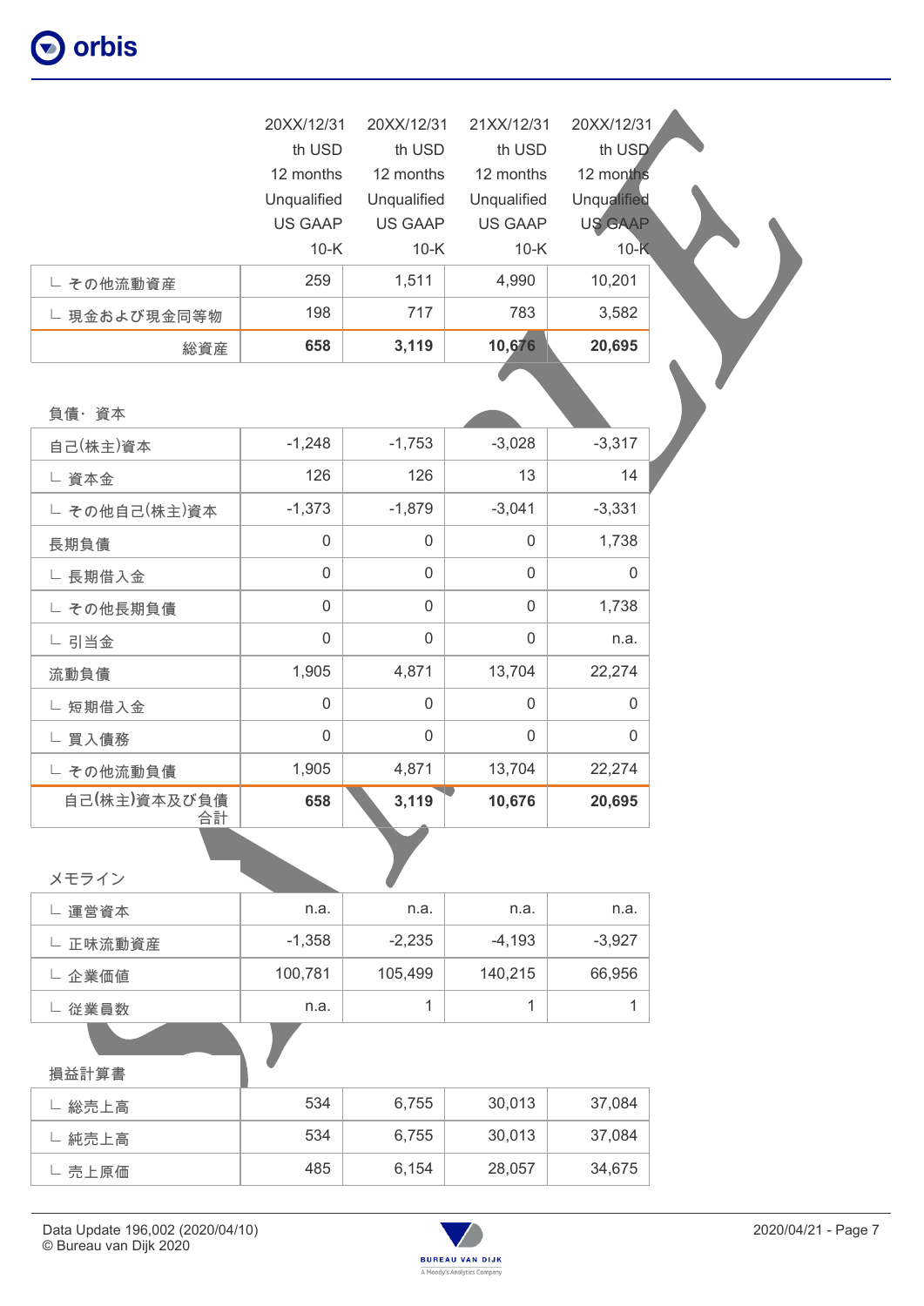| | 20XX/12/31 th USD 12 months Unqualified US GAAP 10-K | 20XX/12/31 th USD 12 months Unqualified US GAAP 10-K | 21XX/12/31 th USD 12 months Unqualified US GAAP 10-K | 20XX/12/31 th USD 12 months Unqualified US GAAP 10-K |
|---|---|---|---|---|
| ∟ その他流動資産 | 259 | 1,511 | 4,990 | 10,201 |
| ∟ 現金および現金同等物 | 198 | 717 | 783 | 3,582 |
| **総資産** | **658** | **3,119** | **10,676** | **20,695** |

負債・資本

| | | | | |
|---|---|---|---|---|
| 自己(株主)資本 | -1,248 | -1,753 | -3,028 | -3,317 |
| ∟ 資本金 | 126 | 126 | 13 | 14 |
| ∟ その他自己(株主)資本 | -1,373 | -1,879 | -3,041 | -3,331 |
| 長期負債 | 0 | 0 | 0 | 1,738 |
| ∟ 長期借入金 | 0 | 0 | 0 | 0 |
| ∟ その他長期負債 | 0 | 0 | 0 | 1,738 |
| ∟ 引当金 | 0 | 0 | 0 | n.a. |
| 流動負債 | 1,905 | 4,871 | 13,704 | 22,274 |
| ∟ 短期借入金 | 0 | 0 | 0 | 0 |
| ∟ 買入債務 | 0 | 0 | 0 | 0 |
| ∟ その他流動負債 | 1,905 | 4,871 | 13,704 | 22,274 |
| **自己(株主)資本及び負債合計** | **658** | **3,119** | **10,676** | **20,695** |

メモライン

| | | | | |
|---|---|---|---|---|
| ∟ 運営資本 | n.a. | n.a. | n.a. | n.a. |
| ∟ 正味流動資産 | -1,358 | -2,235 | -4,193 | -3,927 |
| ∟ 企業価値 | 100,781 | 105,499 | 140,215 | 66,956 |
| ∟ 従業員数 | n.a. | 1 | 1 | 1 |

損益計算書

| | | | | |
|---|---|---|---|---|
| ∟ 総売上高 | 534 | 6,755 | 30,013 | 37,084 |
| ∟ 純売上高 | 534 | 6,755 | 30,013 | 37,084 |
| ∟ 売上原価 | 485 | 6,154 | 28,057 | 34,675 |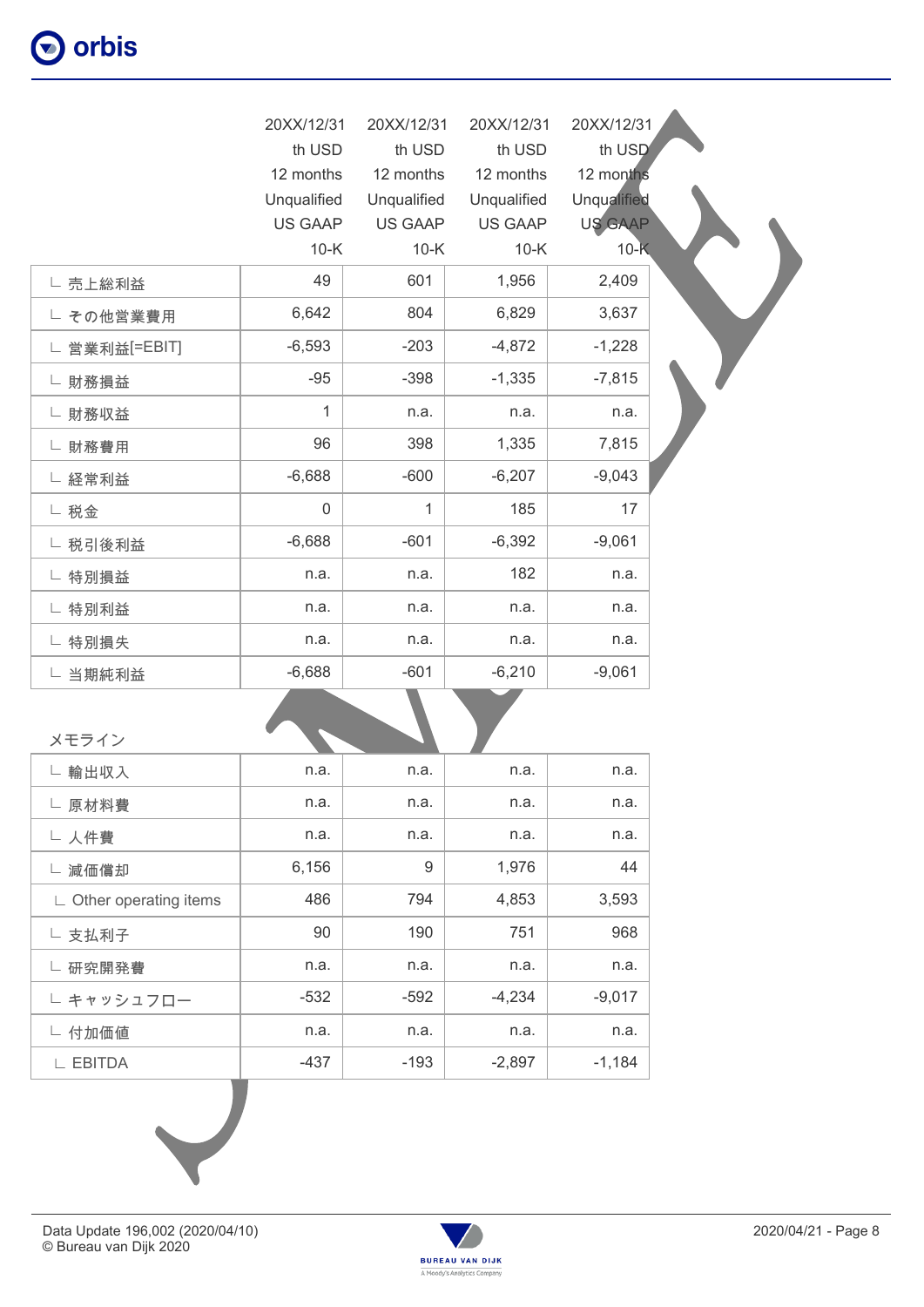| | 20XX/12/31 th USD 12 months Unqualified US GAAP 10-K | 20XX/12/31 th USD 12 months Unqualified US GAAP 10-K | 20XX/12/31 th USD 12 months Unqualified US GAAP 10-K | 20XX/12/31 th USD 12 months Unqualified US GAAP 10-K |
|---|---|---|---|---|
| ∟ 売上総利益 | 49 | 601 | 1,956 | 2,409 |
| ∟ その他営業費用 | 6,642 | 804 | 6,829 | 3,637 |
| ∟ 営業利益[=EBIT] | -6,593 | -203 | -4,872 | -1,228 |
| ∟ 財務損益 | -95 | -398 | -1,335 | -7,815 |
| ∟ 財務収益 | 1 | n.a. | n.a. | n.a. |
| ∟ 財務費用 | 96 | 398 | 1,335 | 7,815 |
| ∟ 経常利益 | -6,688 | -600 | -6,207 | -9,043 |
| ∟ 税金 | 0 | 1 | 185 | 17 |
| ∟ 税引後利益 | -6,688 | -601 | -6,392 | -9,061 |
| ∟ 特別損益 | n.a. | n.a. | 182 | n.a. |
| ∟ 特別利益 | n.a. | n.a. | n.a. | n.a. |
| ∟ 特別損失 | n.a. | n.a. | n.a. | n.a. |
| ∟ 当期純利益 | -6,688 | -601 | -6,210 | -9,061 |

メモライン

| | | | | |
|---|---|---|---|---|
| ∟ 輸出収入 | n.a. | n.a. | n.a. | n.a. |
| ∟ 原材料費 | n.a. | n.a. | n.a. | n.a. |
| ∟ 人件費 | n.a. | n.a. | n.a. | n.a. |
| ∟ 減価償却 | 6,156 | 9 | 1,976 | 44 |
| ∟ Other operating items | 486 | 794 | 4,853 | 3,593 |
| ∟ 支払利子 | 90 | 190 | 751 | 968 |
| ∟ 研究開発費 | n.a. | n.a. | n.a. | n.a. |
| ∟ キャッシュフロー | -532 | -592 | -4,234 | -9,017 |
| ∟ 付加価値 | n.a. | n.a. | n.a. | n.a. |
| ∟ EBITDA | -437 | -193 | -2,897 | -1,184 |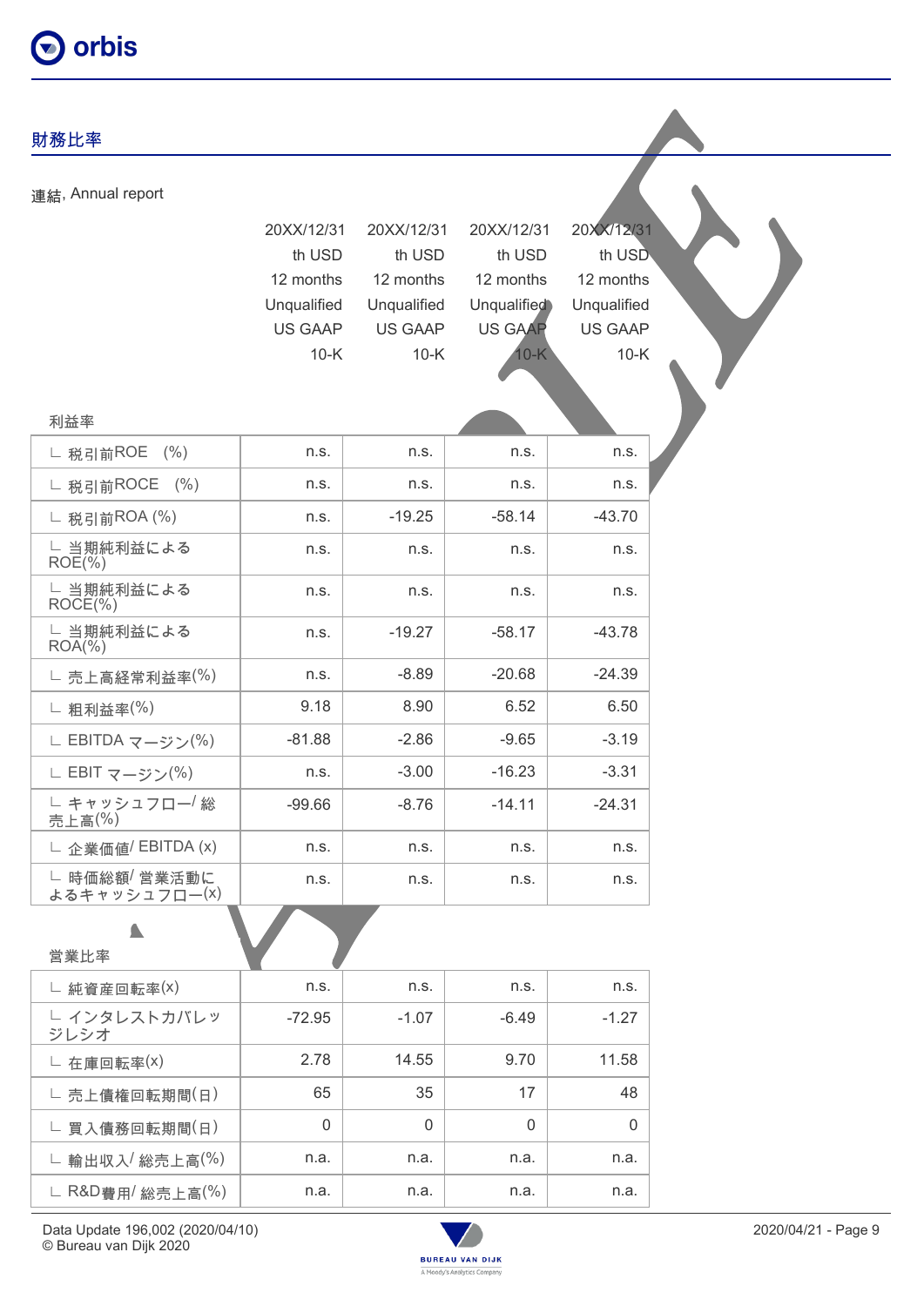## 財務比率

連結, Annual report

| | 20XX/12/31<br>th USD<br>12 months<br>Unqualified<br>US GAAP<br>10-K | 20XX/12/31<br>th USD<br>12 months<br>Unqualified<br>US GAAP<br>10-K | 20XX/12/31<br>th USD<br>12 months<br>Unqualified<br>US GAAP<br>10-K | 20XX/12/31<br>th USD<br>12 months<br>Unqualified<br>US GAAP<br>10-K |
|---|---|---|---|---|
| **利益率** | | | | |
| ∟ 税引前ROE (%) | n.s. | n.s. | n.s. | n.s. |
| ∟ 税引前ROCE (%) | n.s. | n.s. | n.s. | n.s. |
| ∟ 税引前ROA (%) | n.s. | -19.25 | -58.14 | -43.70 |
| ∟ 当期純利益によるROE(%) | n.s. | n.s. | n.s. | n.s. |
| ∟ 当期純利益によるROCE(%) | n.s. | n.s. | n.s. | n.s. |
| ∟ 当期純利益によるROA(%) | n.s. | -19.27 | -58.17 | -43.78 |
| ∟ 売上高経常利益率(%) | n.s. | -8.89 | -20.68 | -24.39 |
| ∟ 粗利益率(%) | 9.18 | 8.90 | 6.52 | 6.50 |
| ∟ EBITDA マージン(%) | -81.88 | -2.86 | -9.65 | -3.19 |
| ∟ EBIT マージン(%) | n.s. | -3.00 | -16.23 | -3.31 |
| ∟ キャッシュフロー/ 総売上高(%) | -99.66 | -8.76 | -14.11 | -24.31 |
| ∟ 企業価値/ EBITDA (x) | n.s. | n.s. | n.s. | n.s. |
| ∟ 時価総額/ 営業活動によるキャッシュフロー(x) | n.s. | n.s. | n.s. | n.s. |
| **営業比率** | | | | |
| ∟ 純資産回転率(x) | n.s. | n.s. | n.s. | n.s. |
| ∟ インタレストカバレッジレシオ | -72.95 | -1.07 | -6.49 | -1.27 |
| ∟ 在庫回転率(x) | 2.78 | 14.55 | 9.70 | 11.58 |
| ∟ 売上債権回転期間(日) | 65 | 35 | 17 | 48 |
| ∟ 買入債務回転期間(日) | 0 | 0 | 0 | 0 |
| ∟ 輸出収入/ 総売上高(%) | n.a. | n.a. | n.a. | n.a. |
| ∟ R&D費用/ 総売上高(%) | n.a. | n.a. | n.a. | n.a. |

Data Update 196,002 (2020/04/10)
© Bureau van Dijk 2020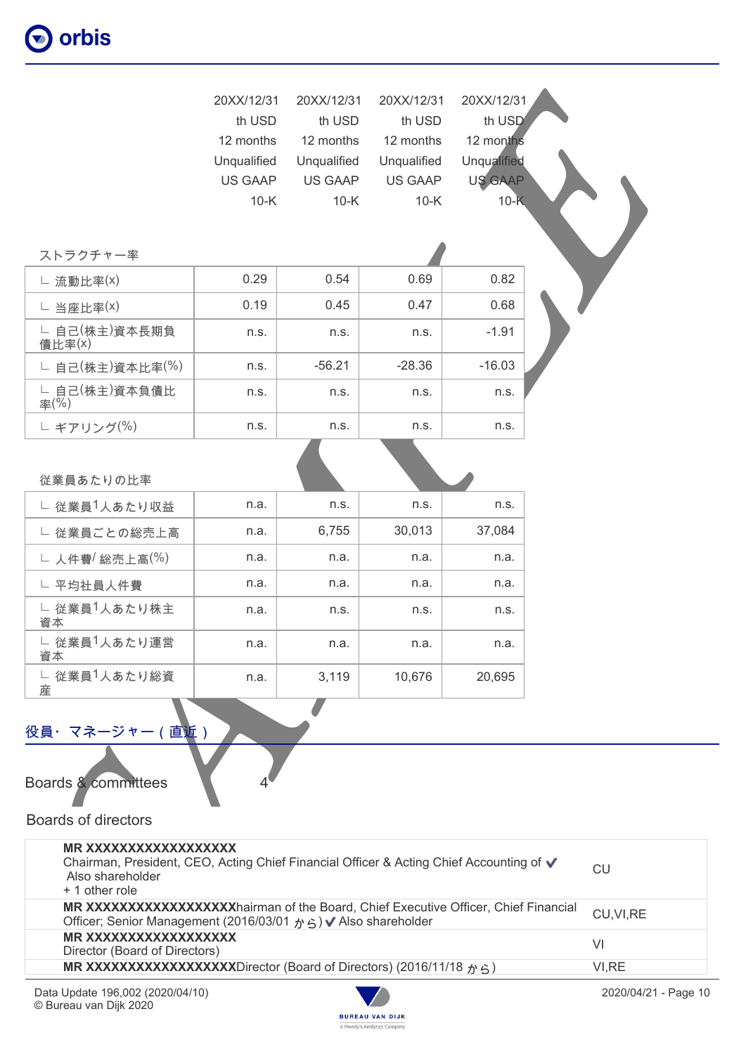| | 20XX/12/31 | 20XX/12/31 | 20XX/12/31 | 20XX/12/31 |
|---|---|---|---|---|
| | th USD | th USD | th USD | th USD |
| | 12 months | 12 months | 12 months | 12 months |
| | Unqualified | Unqualified | Unqualified | Unqualified |
| | US GAAP | US GAAP | US GAAP | US GAAP |
| | 10-K | 10-K | 10-K | 10-K |

ストラクチャー率

| | | | | |
|---|---|---|---|---|
| ∟ 流動比率(x) | 0.29 | 0.54 | 0.69 | 0.82 |
| ∟ 当座比率(x) | 0.19 | 0.45 | 0.47 | 0.68 |
| ∟ 自己(株主)資本長期負債比率(x) | n.s. | n.s. | n.s. | -1.91 |
| ∟ 自己(株主)資本比率(%) | n.s. | -56.21 | -28.36 | -16.03 |
| ∟ 自己(株主)資本負債比率(%) | n.s. | n.s. | n.s. | n.s. |
| ∟ ギアリング(%) | n.s. | n.s. | n.s. | n.s. |

従業員あたりの比率

| | | | | |
|---|---|---|---|---|
| ∟ 従業員1人あたり収益 | n.a. | n.s. | n.s. | n.s. |
| ∟ 従業員ごとの総売上高 | n.a. | 6,755 | 30,013 | 37,084 |
| ∟ 人件費/ 総売上高(%) | n.a. | n.a. | n.a. | n.a. |
| ∟ 平均社員人件費 | n.a. | n.a. | n.a. | n.a. |
| ∟ 従業員1人あたり株主資本 | n.a. | n.s. | n.s. | n.s. |
| ∟ 従業員1人あたり運営資本 | n.a. | n.a. | n.a. | n.a. |
| ∟ 従業員1人あたり総資産 | n.a. | 3,119 | 10,676 | 20,695 |

## 役員・マネージャー（直近）

Boards & committees 4

### Boards of directors

| | |
|---|---|
| **MR XXXXXXXXXXXXXXXXXX**<br>Chairman, President, CEO, Acting Chief Financial Officer & Acting Chief Accounting of ✔<br>Also shareholder<br>+ 1 other role | CU |
| **MR XXXXXXXXXXXXXXXXXX**hairman of the Board, Chief Executive Officer, Chief Financial Officer; Senior Management (2016/03/01 から) ✔ Also shareholder | CU,VI,RE |
| **MR XXXXXXXXXXXXXXXXXX**<br>Director (Board of Directors) | VI |
| **MR XXXXXXXXXXXXXXXXXX**Director (Board of Directors) (2016/11/18 から) | VI,RE |

Data Update 196,002 (2020/04/10)
© Bureau van Dijk 2020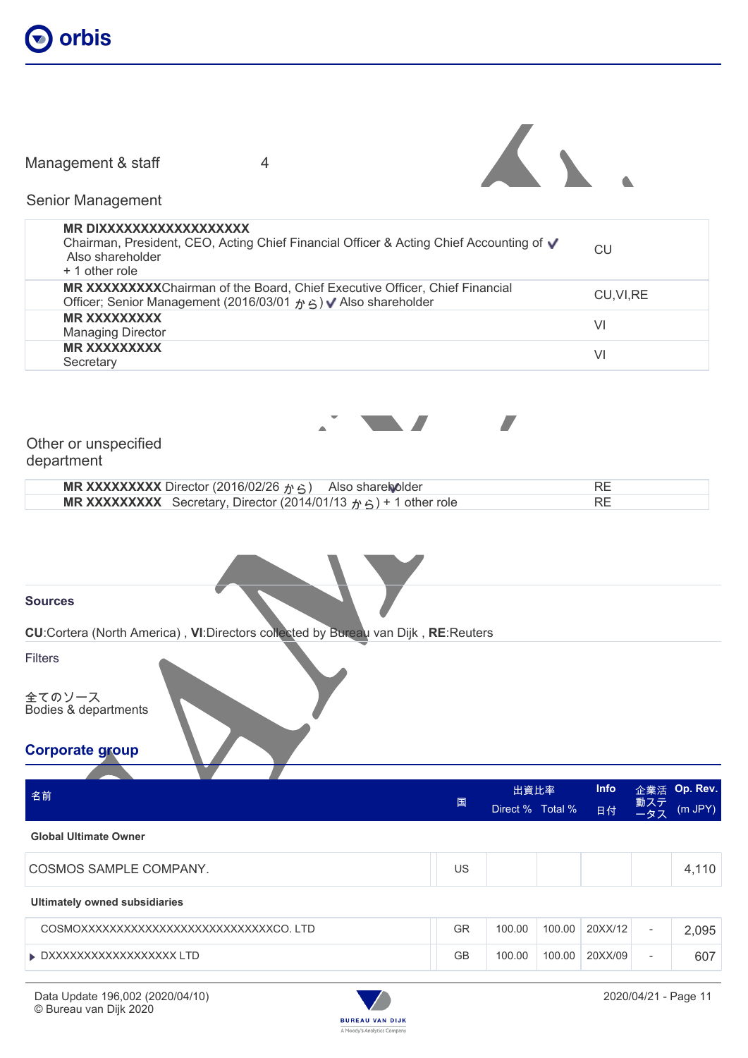## Management & staff 4

### Senior Management

| | |
|---|---|
| **MR DIXXXXXXXXXXXXXXXXX**<br>Chairman, President, CEO, Acting Chief Financial Officer & Acting Chief Accounting of ✔<br>Also shareholder<br>+ 1 other role | CU |
| **MR XXXXXXXXX**Chairman of the Board, Chief Executive Officer, Chief Financial Officer; Senior Management (2016/03/01 から) ✔ Also shareholder | CU,VI,RE |
| **MR XXXXXXXXX**<br>Managing Director | VI |
| **MR XXXXXXXXX**<br>Secretary | VI |

### Other or unspecified department

| | |
|---|---|
| **MR XXXXXXXXX** Director (2016/02/26 から) ✔ Also shareholder | RE |
| **MR XXXXXXXXX** Secretary, Director (2014/01/13 から) + 1 other role | RE |

**Sources**

**CU**:Cortera (North America) , **VI**:Directors collected by Bureau van Dijk , **RE**:Reuters

Filters

全てのソース
Bodies & departments

## Corporate group

| 名前 | 国 | 出資比率 Direct % | Total % | Info 日付 | 企業活動ステータス | Op. Rev. (m JPY) |
|---|---|---|---|---|---|---|
| **Global Ultimate Owner** | | | | | | |
| COSMOS SAMPLE COMPANY. | US | | | | | 4,110 |
| **Ultimately owned subsidiaries** | | | | | | |
| COSMOXXXXXXXXXXXXXXXXXXXXXXXXXXXXCO. LTD | GR | 100.00 | 100.00 | 20XX/12 | - | 2,095 |
| ▸ DXXXXXXXXXXXXXXXXXX LTD | GB | 100.00 | 100.00 | 20XX/09 | - | 607 |

Data Update 196,002 (2020/04/10)
© Bureau van Dijk 2020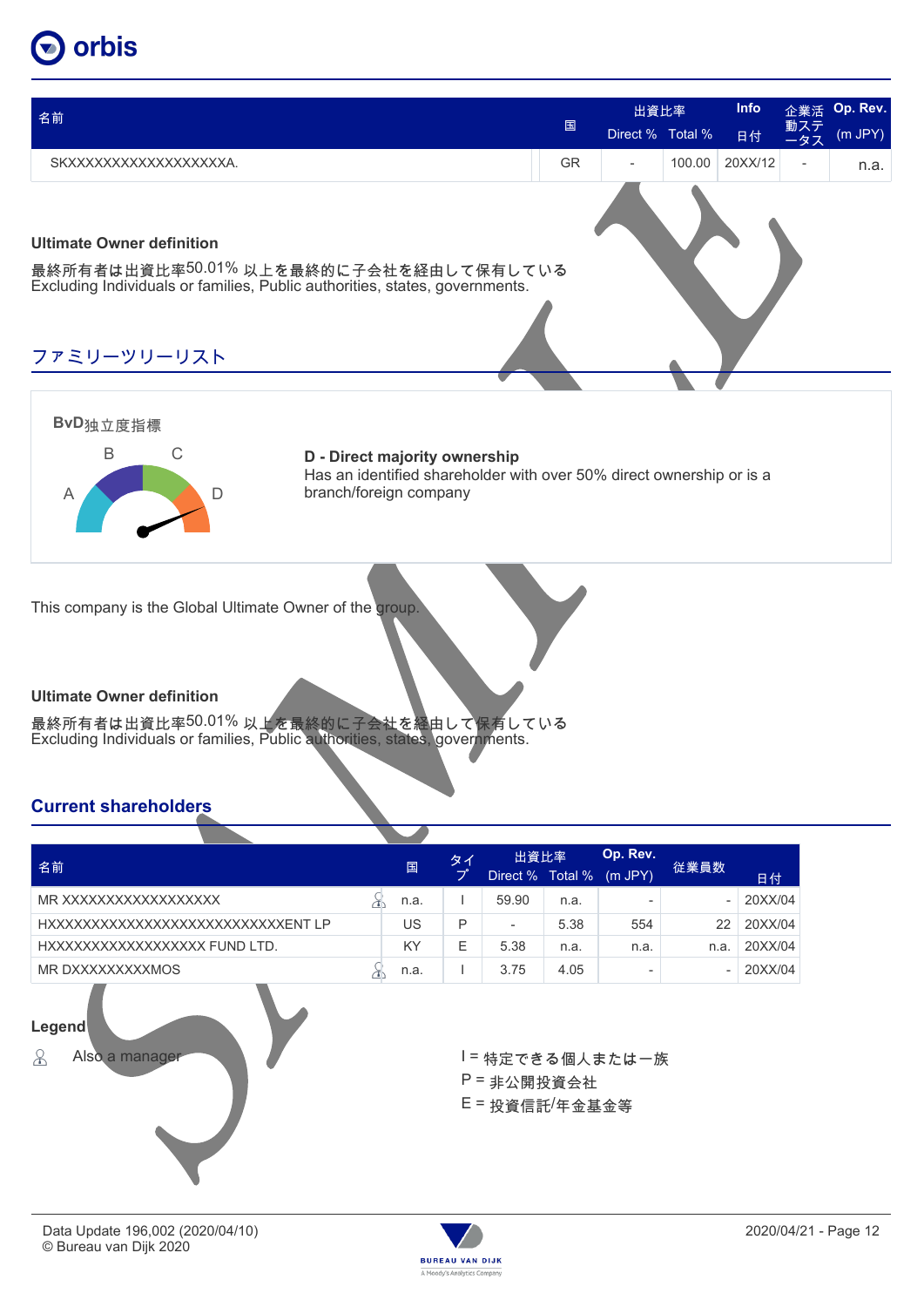| 名前 | 国 | 出資比率 |  | Info | 企業活動ステータス | Op. Rev. |
|---|---|---|---|---|---|---|
|  |  | Direct % | Total % | 日付 |  | (m JPY) |
| SKXXXXXXXXXXXXXXXXXXA. | GR | - | 100.00 | 20XX/12 | - | n.a. |

**Ultimate Owner definition**

最終所有者は出資比率50.01% 以上を最終的に子会社を経由して保有している
Excluding Individuals or families, Public authorities, states, governments.

## ファミリーツリーリスト

**BvD独立度指標**

A B C D

**D - Direct majority ownership**
Has an identified shareholder with over 50% direct ownership or is a branch/foreign company

This company is the Global Ultimate Owner of the group.

**Ultimate Owner definition**

最終所有者は出資比率50.01% 以上を最終的に子会社を経由して保有している
Excluding Individuals or families, Public authorities, states, governments.

## Current shareholders

| 名前 | 国 | タイプ | 出資比率 |  | Op. Rev. | 従業員数 | 日付 |
|---|---|---|---|---|---|---|---|
|  |  |  | Direct % | Total % | (m JPY) |  |  |
| MR XXXXXXXXXXXXXXXXXX | n.a. | I | 59.90 | n.a. | - | - | 20XX/04 |
| HXXXXXXXXXXXXXXXXXXXXXXXXXXXXXENT LP | US | P | - | 5.38 | 554 | 22 | 20XX/04 |
| HXXXXXXXXXXXXXXXXXX FUND LTD. | KY | E | 5.38 | n.a. | n.a. | n.a. | 20XX/04 |
| MR DXXXXXXXXXMOS | n.a. | I | 3.75 | 4.05 | - | - | 20XX/04 |

**Legend**

Also a manager

I = 特定できる個人または一族
P = 非公開投資会社
E = 投資信託/年金基金等

Data Update 196,002 (2020/04/10)
© Bureau van Dijk 2020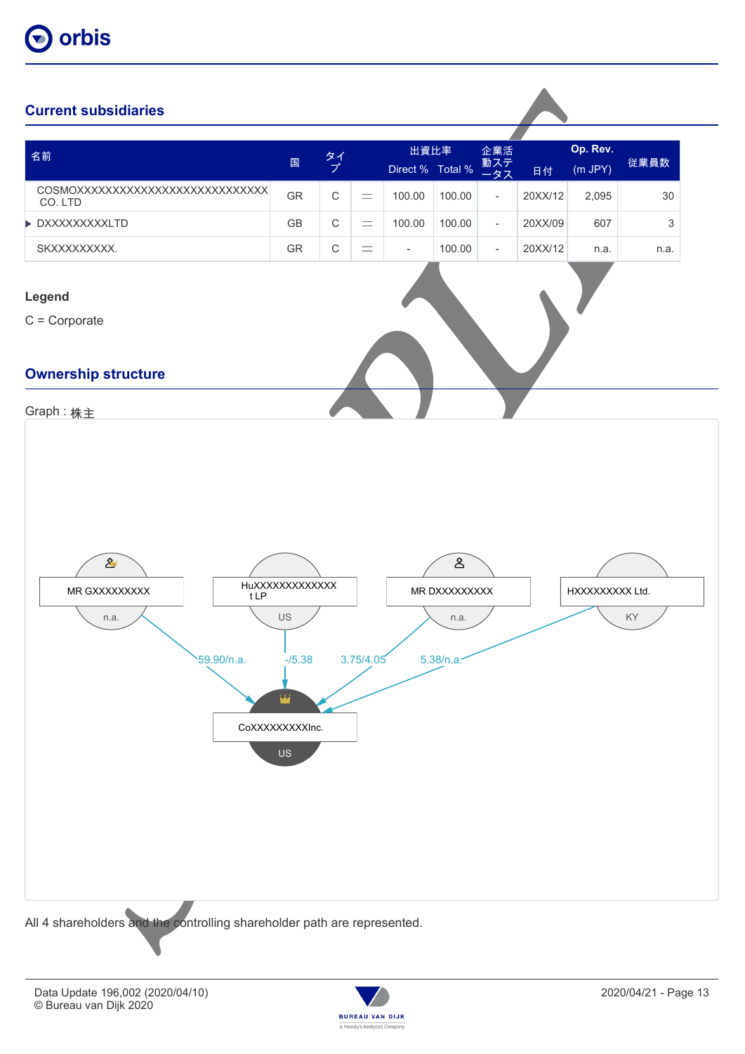## Current subsidiaries

| 名前 | 国 | タイプ | | 出資比率 Direct % | Total % | 企業活動ステータス | 日付 | Op. Rev. (m JPY) | 従業員数 |
|---|---|---|---|---|---|---|---|---|---|
| COSMOXXXXXXXXXXXXXXXXXXXXXXXXXXXX CO. LTD | GR | C | = | 100.00 | 100.00 | - | 20XX/12 | 2,095 | 30 |
| ▶ DXXXXXXXXXLTD | GB | C | = | 100.00 | 100.00 | - | 20XX/09 | 607 | 3 |
| SKXXXXXXXXX. | GR | C | = | - | 100.00 | - | 20XX/12 | n.a. | n.a. |

**Legend**

C = Corporate

## Ownership structure

Graph : 株主

MR GXXXXXXXXX — n.a. — 59.90/n.a.

HuXXXXXXXXXXXXXt LP — US — -/5.38

MR DXXXXXXXXX — n.a. — 3.75/4.05

HXXXXXXXXX Ltd. — KY — 5.38/n.a.

CoXXXXXXXXXInc. — US

All 4 shareholders and the controlling shareholder path are represented.

Data Update 196,002 (2020/04/10)
© Bureau van Dijk 2020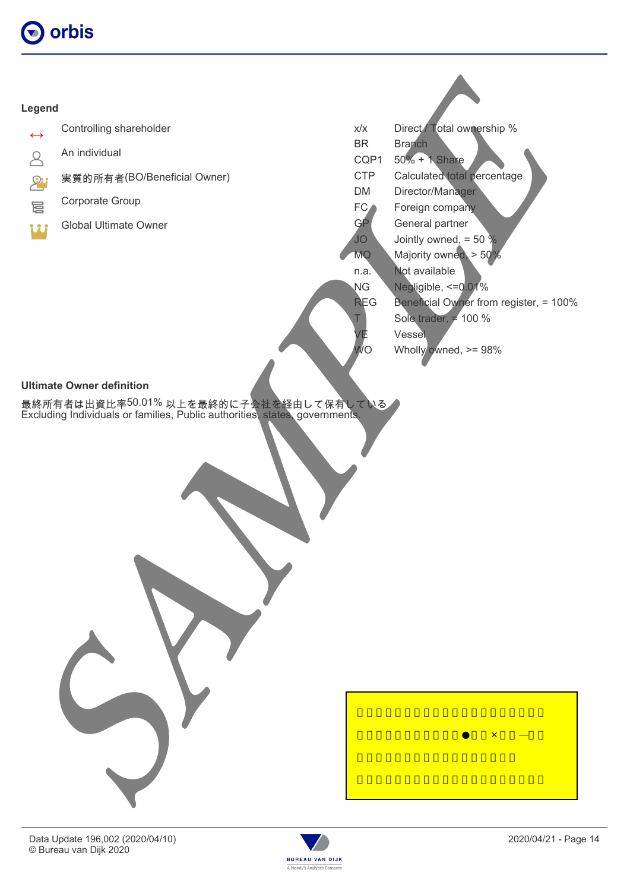## Legend

| | |
|---|---|
| ↔ | Controlling shareholder |
| | An individual |
| | 実質的所有者(BO/Beneficial Owner) |
| | Corporate Group |
| | Global Ultimate Owner |

| | |
|---|---|
| x/x | Direct / Total ownership % |
| BR | Branch |
| CQP1 | 50% + 1 Share |
| CTP | Calculated total percentage |
| DM | Director/Manager |
| FC | Foreign company |
| GP | General partner |
| JO | Jointly owned, = 50 % |
| MO | Majority owned, > 50% |
| n.a. | Not available |
| NG | Negligible, <=0.01% |
| REG | Beneficial Owner from register, = 100% |
| T | Sole trader, = 100 % |
| VE | Vessel |
| WO | Wholly owned, >= 98% |

## Ultimate Owner definition

最終所有者は出資比率50.01% 以上を最終的に子会社を経由して保有している
Excluding Individuals or families, Public authorities, states, governments.

SAMPLE